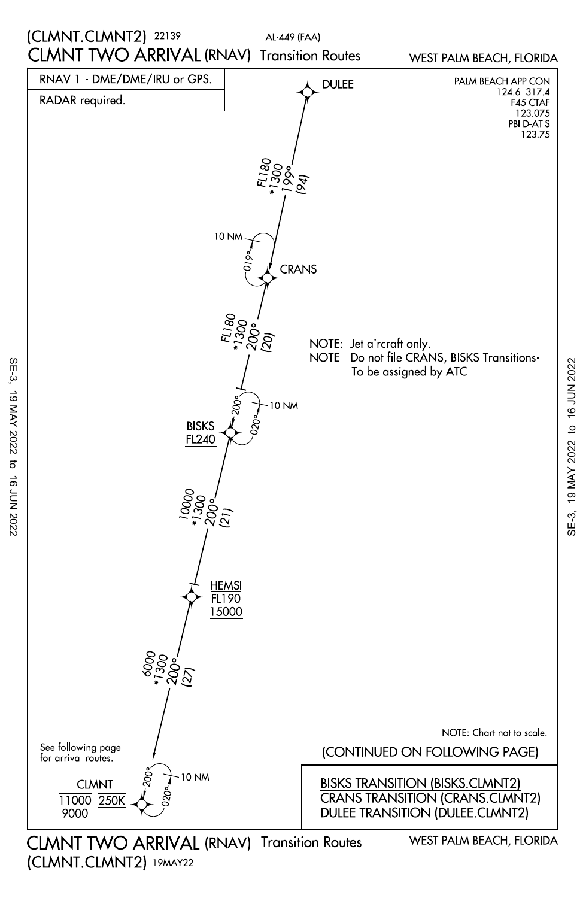# (CLMNT.CLMNT2) 22139

AL-449 (FAA)

# CLMNT TWO ARRIVAL (RNAV) Transition Routes

WEST PALM BEACH, FLORIDA

RNAV 1 - DME/DME/IRU or GPS.

RADAR required.

PALM BEACH APP CON
124.6 317.4
F45 CTAF
123.075
PBI D-ATIS
123.75

DULEE

FL180
*1300
199°
(94)

10 NM
019°

CRANS

FL180
*1300
200°
(20)

NOTE: Jet aircraft only.
NOTE Do not file CRANS, BISKS Transitions- To be assigned by ATC

200°
10 NM
020°

BISKS
FL240

10000
*1300
200°
(21)

HEMSI
FL190
15000

6000
*1300
200°
(27)

See following page for arrival routes.

200°
10 NM
020°

CLMNT
11000 250K
9000

NOTE: Chart not to scale.

(CONTINUED ON FOLLOWING PAGE)

BISKS TRANSITION (BISKS.CLMNT2)
CRANS TRANSITION (CRANS.CLMNT2)
DULEE TRANSITION (DULEE.CLMNT2)

CLMNT TWO ARRIVAL (RNAV) Transition Routes

WEST PALM BEACH, FLORIDA

(CLMNT.CLMNT2) 19MAY22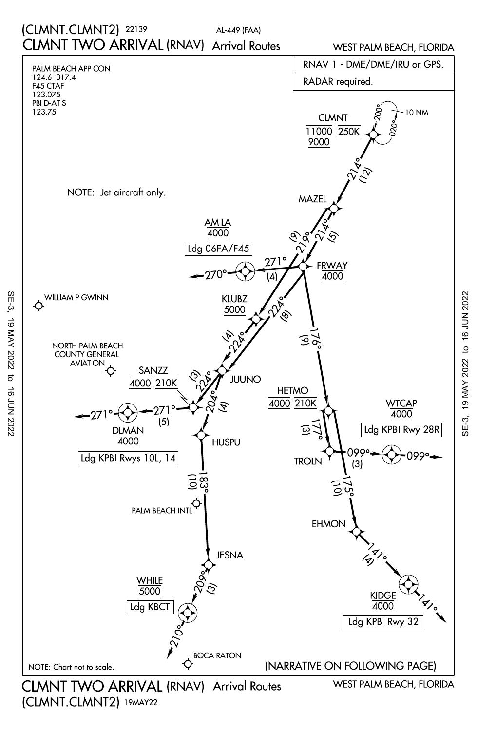# (CLMNT.CLMNT2) 22139

AL-449 (FAA)

# CLMNT TWO ARRIVAL (RNAV) Arrival Routes

WEST PALM BEACH, FLORIDA

PALM BEACH APP CON
124.6 317.4
F45 CTAF
123.075
PBI D-ATIS
123.75

RNAV 1 - DME/DME/IRU or GPS.

RADAR required.

NOTE: Jet aircraft only.

CLMNT
11000 250K
9000

200° 020° 10 NM

214° (12)

MAZEL

219° (9)

214° (5)

AMILA
4000
Ldg 06FA/F45

270° 271° (4)

FRWAY
4000

WILLIAM P GWINN

KLUBZ
5000

224° (8)

176° (9)

224° (4)

NORTH PALM BEACH COUNTY GENERAL AVIATION

SANZZ
4000 210K

224° (3)

JUUNO

204° (4)

HETMO
4000 210K

WTCAP
4000
Ldg KPBI Rwy 28R

271° 271° (5)

DLMAN
4000
Ldg KPBI Rwys 10L, 14

HUSPU

177° (3)

TROLN

099° (3) 099°

183° (10)

175° (10)

PALM BEACH INTL

EHMON

141° (4)

JESNA

KIDGE
4000
Ldg KPBI Rwy 32

141°

WHILE
5000
Ldg KBCT

209° (3)

210°

BOCA RATON

NOTE: Chart not to scale.

(NARRATIVE ON FOLLOWING PAGE)

SE-3, 19 MAY 2022 to 16 JUN 2022

# CLMNT TWO ARRIVAL (RNAV) Arrival Routes

WEST PALM BEACH, FLORIDA

(CLMNT.CLMNT2) 19MAY22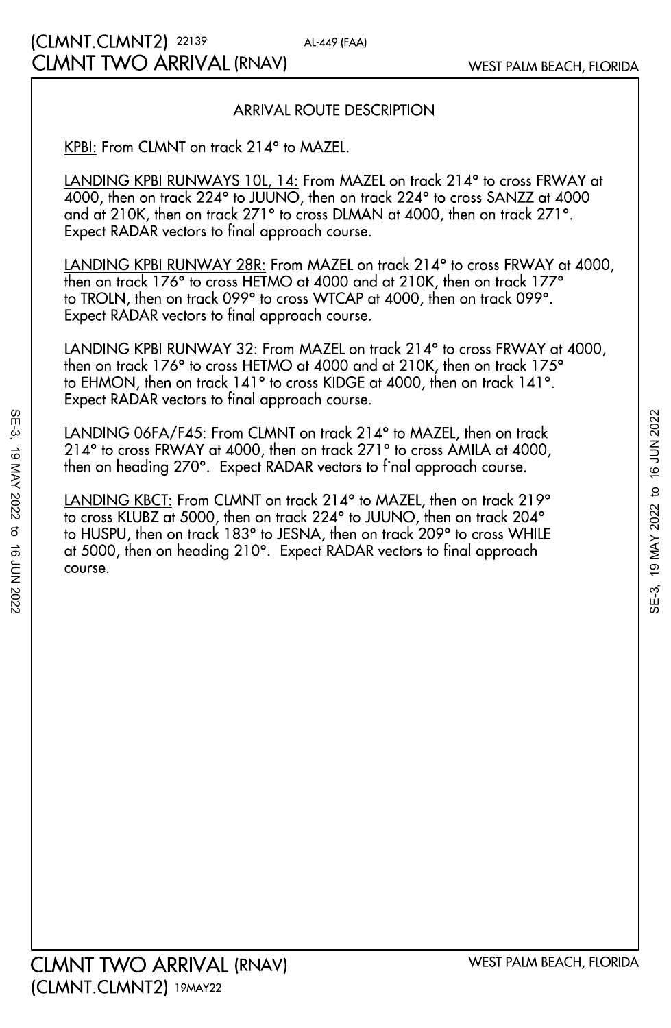# (CLMNT.CLMNT2) 22139 AL-449 (FAA)

# CLMNT TWO ARRIVAL (RNAV)

WEST PALM BEACH, FLORIDA

## ARRIVAL ROUTE DESCRIPTION

KPBI: From CLMNT on track 214° to MAZEL.

LANDING KPBI RUNWAYS 10L, 14: From MAZEL on track 214° to cross FRWAY at 4000, then on track 224° to JUUNO, then on track 224° to cross SANZZ at 4000 and at 210K, then on track 271° to cross DLMAN at 4000, then on track 271°. Expect RADAR vectors to final approach course.

LANDING KPBI RUNWAY 28R: From MAZEL on track 214° to cross FRWAY at 4000, then on track 176° to cross HETMO at 4000 and at 210K, then on track 177° to TROLN, then on track 099° to cross WTCAP at 4000, then on track 099°. Expect RADAR vectors to final approach course.

LANDING KPBI RUNWAY 32: From MAZEL on track 214° to cross FRWAY at 4000, then on track 176° to cross HETMO at 4000 and at 210K, then on track 175° to EHMON, then on track 141° to cross KIDGE at 4000, then on track 141°. Expect RADAR vectors to final approach course.

LANDING 06FA/F45: From CLMNT on track 214° to MAZEL, then on track 214° to cross FRWAY at 4000, then on track 271° to cross AMILA at 4000, then on heading 270°. Expect RADAR vectors to final approach course.

LANDING KBCT: From CLMNT on track 214° to MAZEL, then on track 219° to cross KLUBZ at 5000, then on track 224° to JUUNO, then on track 204° to HUSPU, then on track 183° to JESNA, then on track 209° to cross WHILE at 5000, then on heading 210°. Expect RADAR vectors to final approach course.

CLMNT TWO ARRIVAL (RNAV) WEST PALM BEACH, FLORIDA
(CLMNT.CLMNT2) 19MAY22